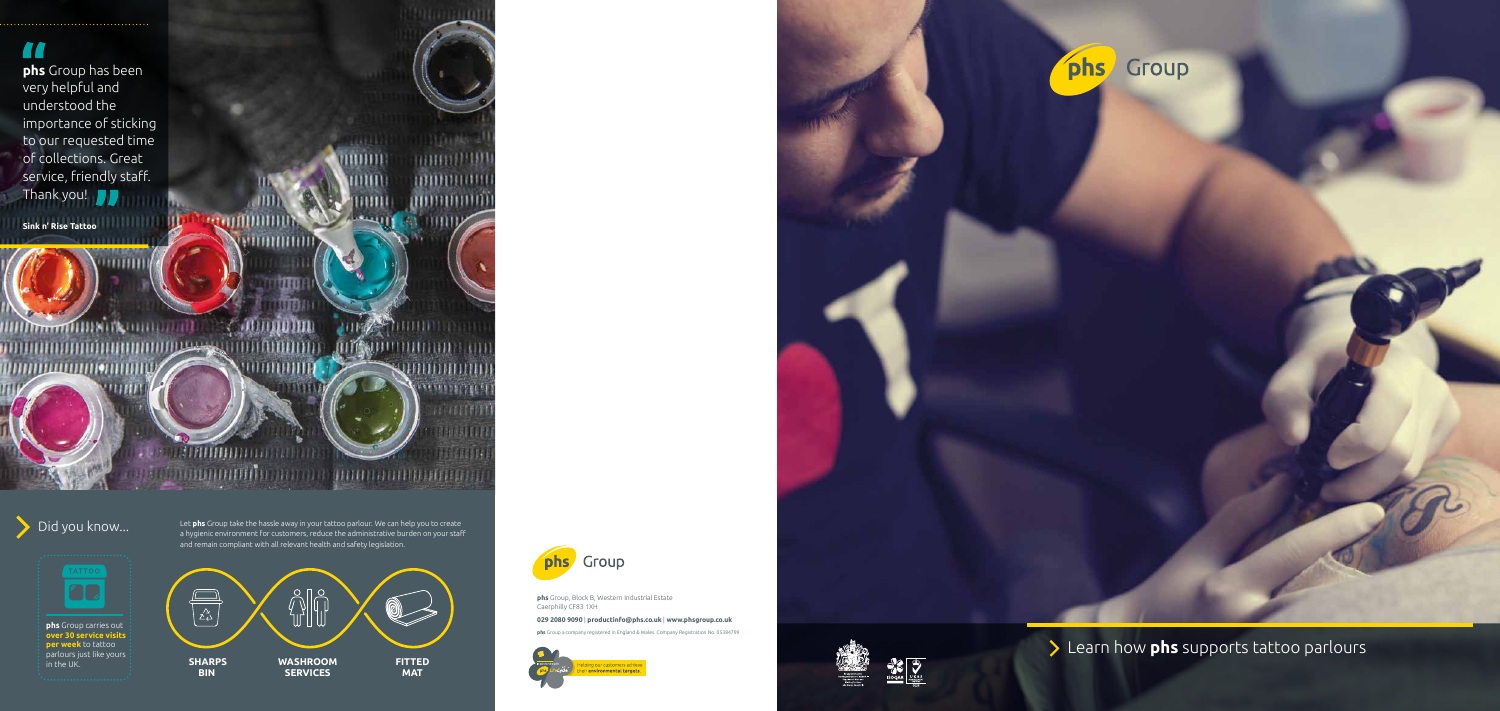"**phs** Group has been very helpful and understood the importance of sticking to our requested time of collections. Great service, friendly staff. Thank you!"

**Sink n' Rise Tattoo**

## Did you know...

TATTOO

**phs** Group carries out **over 30 service visits per week** to tattoo parlours just like yours in the UK.

Let **phs** Group take the hassle away in your tattoo parlour. We can help you to create a hygienic environment for customers, reduce the administrative burden on your staff and remain compliant with all relevant health and safety legislation.

**SHARPS BIN**

**WASHROOM SERVICES**

**FITTED MAT**

**phs** Group

**phs** Group, Block B, Western Industrial Estate
Caerphilly CF83 1XH

**029 2080 9090** | **productinfo@phs.co.uk** | **www.phsgroup.co.uk**

**phs** Group a company registered in England & Wales. Company Registration No. 05384799

Helping our customers achieve their **environmental targets**.

**phs** Group

# Learn how **phs** supports tattoo parlours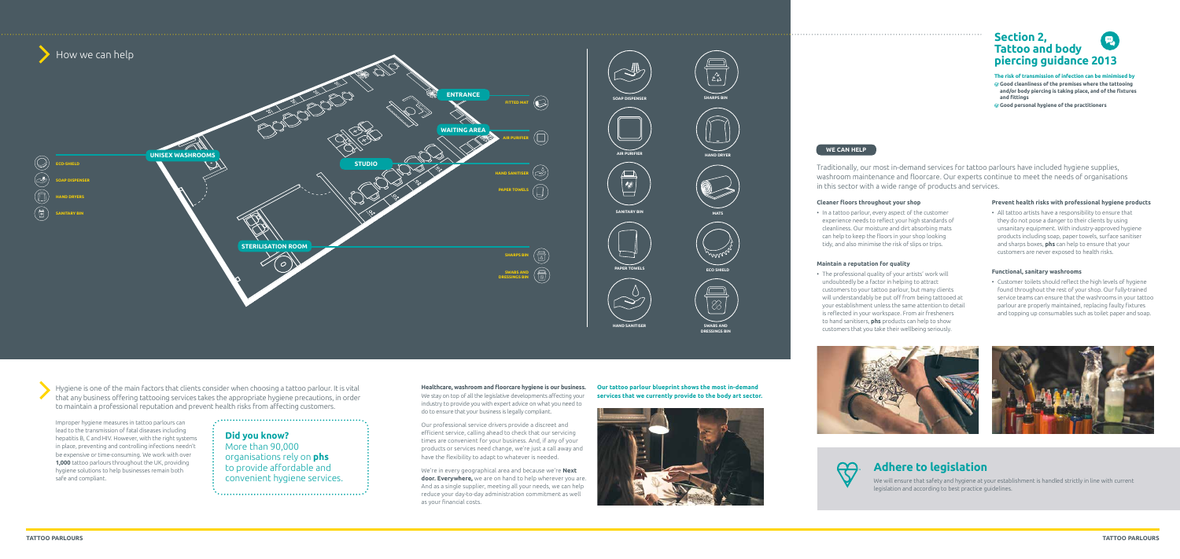# How we can help

**UNISEX WASHROOMS**

- ECO-SHIELD
- SOAP DISPENSER
- HAND DRYERS
- SANITARY BIN

**ENTRANCE**

- FITTED MAT

**WAITING AREA**

- AIR PURIFIER

**STUDIO**

- HAND SANITISER
- PAPER TOWELS

**STERILISATION ROOM**

- SHARPS BIN
- SWABS AND DRESSINGS BIN

SOAP DISPENSER

SHARPS BIN

AIR PURIFIER

HAND DRYER

SANITARY BIN

MATS

PAPER TOWELS

ECO SHIELD

HAND SANITISER

SWABS AND DRESSINGS BIN

## Section 2, Tattoo and body piercing guidance 2013

**The risk of transmission of infection can be minimised by**

- **Good cleanliness of the premises where the tattooing and/or body piercing is taking place, and of the fixtures and fittings**
- **Good personal hygiene of the practitioners**

### WE CAN HELP

Traditionally, our most in-demand services for tattoo parlours have included hygiene supplies, washroom maintenance and floorcare. Our experts continue to meet the needs of organisations in this sector with a wide range of products and services.

#### Cleaner floors throughout your shop

- In a tattoo parlour, every aspect of the customer experience needs to reflect your high standards of cleanliness. Our moisture and dirt absorbing mats can help to keep the floors in your shop looking tidy, and also minimise the risk of slips or trips.

#### Maintain a reputation for quality

- The professional quality of your artists' work will undoubtedly be a factor in helping to attract customers to your tattoo parlour, but many clients will understandably be put off from being tattooed at your establishment unless the same attention to detail is reflected in your workspace. From air fresheners to hand sanitisers, **phs** products can help to show customers that you take their wellbeing seriously.

#### Prevent health risks with professional hygiene products

- All tattoo artists have a responsibility to ensure that they do not pose a danger to their clients by using unsanitary equipment. With industry-approved hygiene products including soap, paper towels, surface sanitiser and sharps boxes, **phs** can help to ensure that your customers are never exposed to health risks.

#### Functional, sanitary washrooms

- Customer toilets should reflect the high levels of hygiene found throughout the rest of your shop. Our fully-trained service teams can ensure that the washrooms in your tattoo parlour are properly maintained, replacing faulty fixtures and topping up consumables such as toilet paper and soap.

Hygiene is one of the main factors that clients consider when choosing a tattoo parlour. It is vital that any business offering tattooing services takes the appropriate hygiene precautions, in order to maintain a professional reputation and prevent health risks from affecting customers.

Improper hygiene measures in tattoo parlours can lead to the transmission of fatal diseases including hepatitis B, C and HIV. However, with the right systems in place, preventing and controlling infections needn't be expensive or time-consuming. We work with over **1,000** tattoo parlours throughout the UK, providing hygiene solutions to help businesses remain both safe and compliant.

### Did you know?

More than 90,000 organisations rely on **phs** to provide affordable and convenient hygiene services.

**Healthcare, washroom and floorcare hygiene is our business.** We stay on top of all the legislative developments affecting your industry to provide you with expert advice on what you need to do to ensure that your business is legally compliant.

Our professional service drivers provide a discreet and efficient service, calling ahead to check that our servicing times are convenient for your business. And, if any of your products or services need change, we're just a call away and have the flexibility to adapt to whatever is needed.

We're in every geographical area and because we're **Next door. Everywhere,** we are on hand to help wherever you are. And as a single supplier, meeting all your needs, we can help reduce your day-to-day administration commitment as well as your financial costs.

**Our tattoo parlour blueprint shows the most in-demand services that we currently provide to the body art sector.**

## Adhere to legislation

We will ensure that safety and hygiene at your establishment is handled strictly in line with current legislation and according to best practice guidelines.